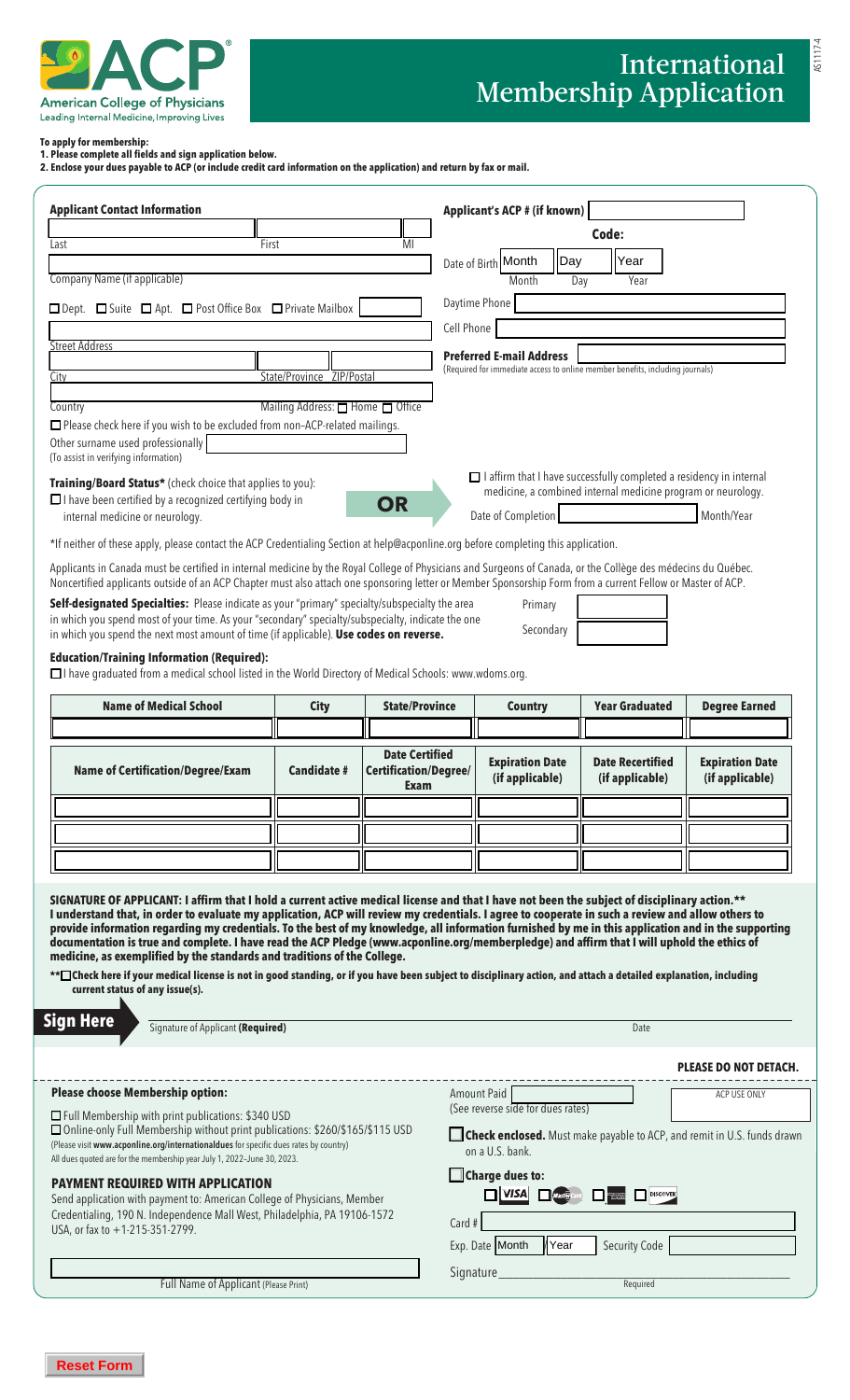# American College of Physicians

Leading Internal Medicine, Improving Lives

# International Membership Application

AS1117-4

**To apply for membership:**
**1. Please complete all fields and sign application below.**
**2. Enclose your dues payable to ACP (or include credit card information on the application) and return by fax or mail.**

## Applicant Contact Information

Last | First | MI

Company Name (if applicable)

☐ Dept. ☐ Suite ☐ Apt. ☐ Post Office Box ☐ Private Mailbox

Street Address

City | State/Province | ZIP/Postal

Country | Mailing Address: ☐ Home ☐ Office

☐ Please check here if you wish to be excluded from non–ACP-related mailings.

Other surname used professionally
(To assist in verifying information)

**Applicant's ACP # (if known)**

**Code:**

Date of Birth Month | Day | Year

Daytime Phone

Cell Phone

**Preferred E-mail Address**
(Required for immediate access to online member benefits, including journals)

**Training/Board Status*** (check choice that applies to you):

☐ I have been certified by a recognized certifying body in internal medicine or neurology.

**OR**

☐ I affirm that I have successfully completed a residency in internal medicine, a combined internal medicine program or neurology.

Date of Completion ______ Month/Year

*If neither of these apply, please contact the ACP Credentialing Section at help@acponline.org before completing this application.

Applicants in Canada must be certified in internal medicine by the Royal College of Physicians and Surgeons of Canada, or the Collège des médecins du Québec. Noncertified applicants outside of an ACP Chapter must also attach one sponsoring letter or Member Sponsorship Form from a current Fellow or Master of ACP.

**Self-designated Specialties:** Please indicate as your "primary" specialty/subspecialty the area in which you spend most of your time. As your "secondary" specialty/subspecialty, indicate the one in which you spend the next most amount of time (if applicable). **Use codes on reverse.**

Primary ______

Secondary ______

**Education/Training Information (Required):**

☐ I have graduated from a medical school listed in the World Directory of Medical Schools: www.wdoms.org.

| Name of Medical School | City | State/Province | Country | Year Graduated | Degree Earned |
|---|---|---|---|---|---|
| | | | | | |

| Name of Certification/Degree/Exam | Candidate # | Date Certified Certification/Degree/ Exam | Expiration Date (if applicable) | Date Recertified (if applicable) | Expiration Date (if applicable) |
|---|---|---|---|---|---|
| | | | | | |
| | | | | | |
| | | | | | |

**SIGNATURE OF APPLICANT: I affirm that I hold a current active medical license and that I have not been the subject of disciplinary action.\*\* I understand that, in order to evaluate my application, ACP will review my credentials. I agree to cooperate in such a review and allow others to provide information regarding my credentials. To the best of my knowledge, all information furnished by me in this application and in the supporting documentation is true and complete. I have read the ACP Pledge (www.acponline.org/memberpledge) and affirm that I will uphold the ethics of medicine, as exemplified by the standards and traditions of the College.**

**\*\*☐ Check here if your medical license is not in good standing, or if you have been subject to disciplinary action, and attach a detailed explanation, including current status of any issue(s).**

**Sign Here** Signature of Applicant **(Required)** ______ Date ______

**PLEASE DO NOT DETACH.**

**Please choose Membership option:**

☐ Full Membership with print publications: $340 USD

☐ Online-only Full Membership without print publications: $260/$165/$115 USD
(Please visit **www.acponline.org/internationaldues** for specific dues rates by country)
All dues quoted are for the membership year July 1, 2022–June 30, 2023.

**PAYMENT REQUIRED WITH APPLICATION**

Send application with payment to: American College of Physicians, Member Credentialing, 190 N. Independence Mall West, Philadelphia, PA 19106-1572 USA, or fax to +1-215-351-2799.

Full Name of Applicant (Please Print)

Amount Paid ______ ACP USE ONLY
(See reverse side for dues rates)

☐ **Check enclosed.** Must make payable to ACP, and remit in U.S. funds drawn on a U.S. bank.

☐ **Charge dues to:**

☐ VISA ☐ MasterCard ☐ American Express ☐ DISCOVER

Card # ______

Exp. Date Month | Year Security Code ______

Signature ______ Required

Reset Form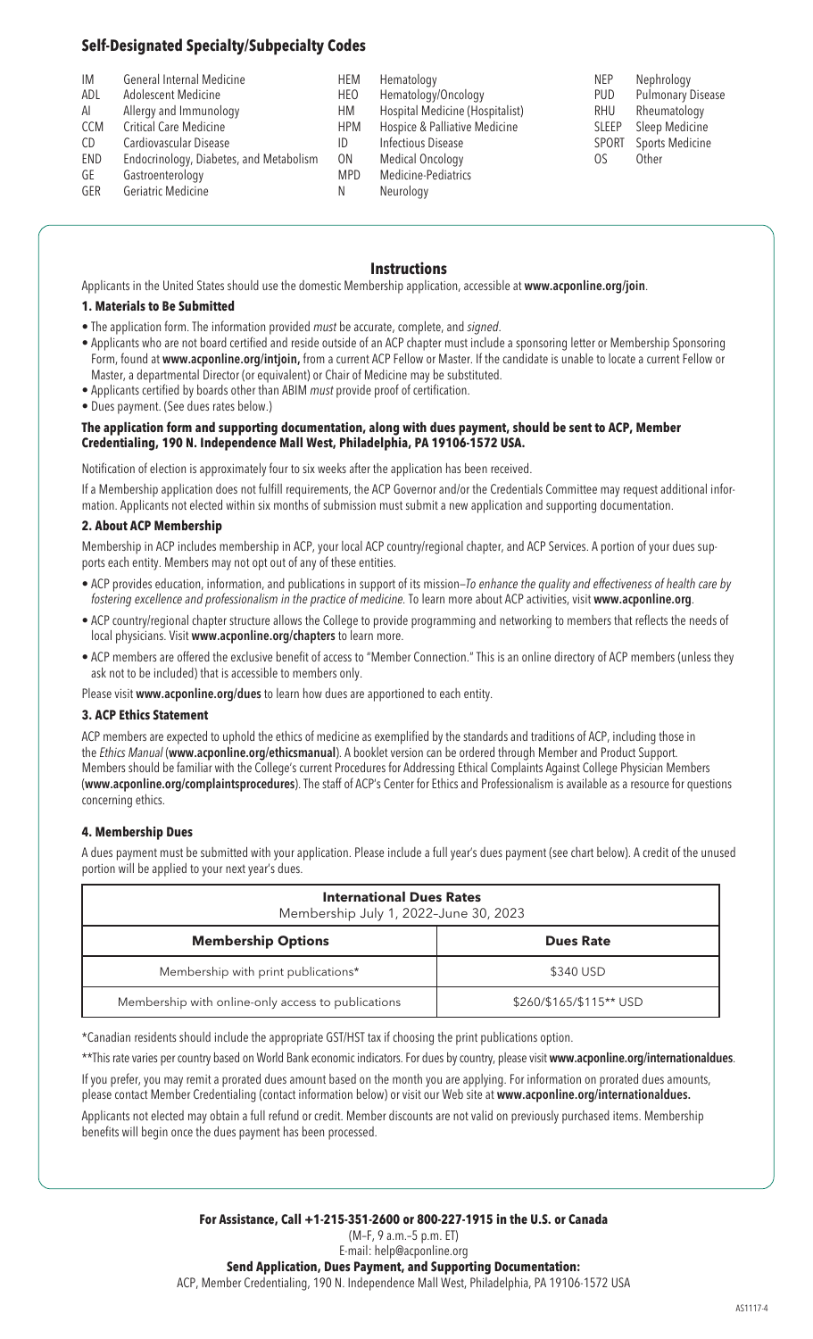## Self-Designated Specialty/Subspecialty Codes

| | |
|---|---|
| IM | General Internal Medicine |
| ADL | Adolescent Medicine |
| AI | Allergy and Immunology |
| CCM | Critical Care Medicine |
| CD | Cardiovascular Disease |
| END | Endocrinology, Diabetes, and Metabolism |
| GE | Gastroenterology |
| GER | Geriatric Medicine |
| HEM | Hematology |
| HEO | Hematology/Oncology |
| HM | Hospital Medicine (Hospitalist) |
| HPM | Hospice & Palliative Medicine |
| ID | Infectious Disease |
| ON | Medical Oncology |
| MPD | Medicine-Pediatrics |
| N | Neurology |
| NEP | Nephrology |
| PUD | Pulmonary Disease |
| RHU | Rheumatology |
| SLEEP | Sleep Medicine |
| SPORT | Sports Medicine |
| OS | Other |

## Instructions

Applicants in the United States should use the domestic Membership application, accessible at **www.acponline.org/join**.

### 1. Materials to Be Submitted

- The application form. The information provided *must* be accurate, complete, and *signed*.
- Applicants who are not board certified and reside outside of an ACP chapter must include a sponsoring letter or Membership Sponsoring Form, found at **www.acponline.org/intjoin,** from a current ACP Fellow or Master. If the candidate is unable to locate a current Fellow or Master, a departmental Director (or equivalent) or Chair of Medicine may be substituted.
- Applicants certified by boards other than ABIM *must* provide proof of certification.
- Dues payment. (See dues rates below.)

**The application form and supporting documentation, along with dues payment, should be sent to ACP, Member Credentialing, 190 N. Independence Mall West, Philadelphia, PA 19106-1572 USA.**

Notification of election is approximately four to six weeks after the application has been received.

If a Membership application does not fulfill requirements, the ACP Governor and/or the Credentials Committee may request additional information. Applicants not elected within six months of submission must submit a new application and supporting documentation.

### 2. About ACP Membership

Membership in ACP includes membership in ACP, your local ACP country/regional chapter, and ACP Services. A portion of your dues supports each entity. Members may not opt out of any of these entities.

- ACP provides education, information, and publications in support of its mission—*To enhance the quality and effectiveness of health care by fostering excellence and professionalism in the practice of medicine.* To learn more about ACP activities, visit **www.acponline.org**.
- ACP country/regional chapter structure allows the College to provide programming and networking to members that reflects the needs of local physicians. Visit **www.acponline.org/chapters** to learn more.
- ACP members are offered the exclusive benefit of access to "Member Connection." This is an online directory of ACP members (unless they ask not to be included) that is accessible to members only.

Please visit **www.acponline.org/dues** to learn how dues are apportioned to each entity.

### 3. ACP Ethics Statement

ACP members are expected to uphold the ethics of medicine as exemplified by the standards and traditions of ACP, including those in the *Ethics Manual* (**www.acponline.org/ethicsmanual**). A booklet version can be ordered through Member and Product Support. Members should be familiar with the College's current Procedures for Addressing Ethical Complaints Against College Physician Members (**www.acponline.org/complaintsprocedures**). The staff of ACP's Center for Ethics and Professionalism is available as a resource for questions concerning ethics.

### 4. Membership Dues

A dues payment must be submitted with your application. Please include a full year's dues payment (see chart below). A credit of the unused portion will be applied to your next year's dues.

**International Dues Rates**
Membership July 1, 2022–June 30, 2023

| Membership Options | Dues Rate |
|---|---|
| Membership with print publications* | $340 USD |
| Membership with online-only access to publications | $260/$165/$115** USD |

*Canadian residents should include the appropriate GST/HST tax if choosing the print publications option.

**This rate varies per country based on World Bank economic indicators. For dues by country, please visit **www.acponline.org/internationaldues**.

If you prefer, you may remit a prorated dues amount based on the month you are applying. For information on prorated dues amounts, please contact Member Credentialing (contact information below) or visit our Web site at **www.acponline.org/internationaldues.**

Applicants not elected may obtain a full refund or credit. Member discounts are not valid on previously purchased items. Membership benefits will begin once the dues payment has been processed.

**For Assistance, Call +1-215-351-2600 or 800-227-1915 in the U.S. or Canada**
(M–F, 9 a.m.–5 p.m. ET)
E-mail: help@acponline.org
**Send Application, Dues Payment, and Supporting Documentation:**
ACP, Member Credentialing, 190 N. Independence Mall West, Philadelphia, PA 19106-1572 USA

AS1117-4